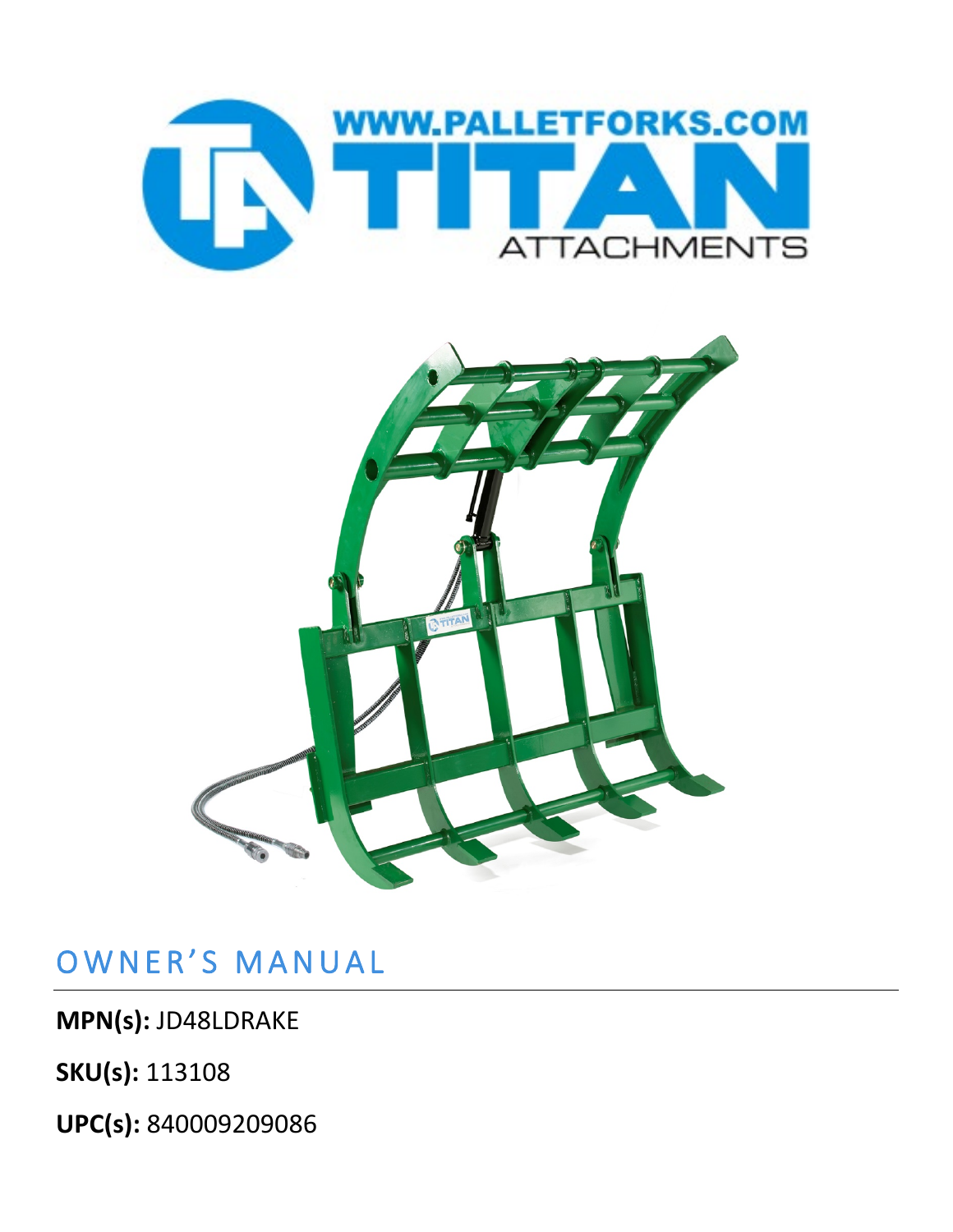# OWNER'S MANUAL

**MPN(s):** JD48LDRAKE

**SKU(s):** 113108

**UPC(s):** 840009209086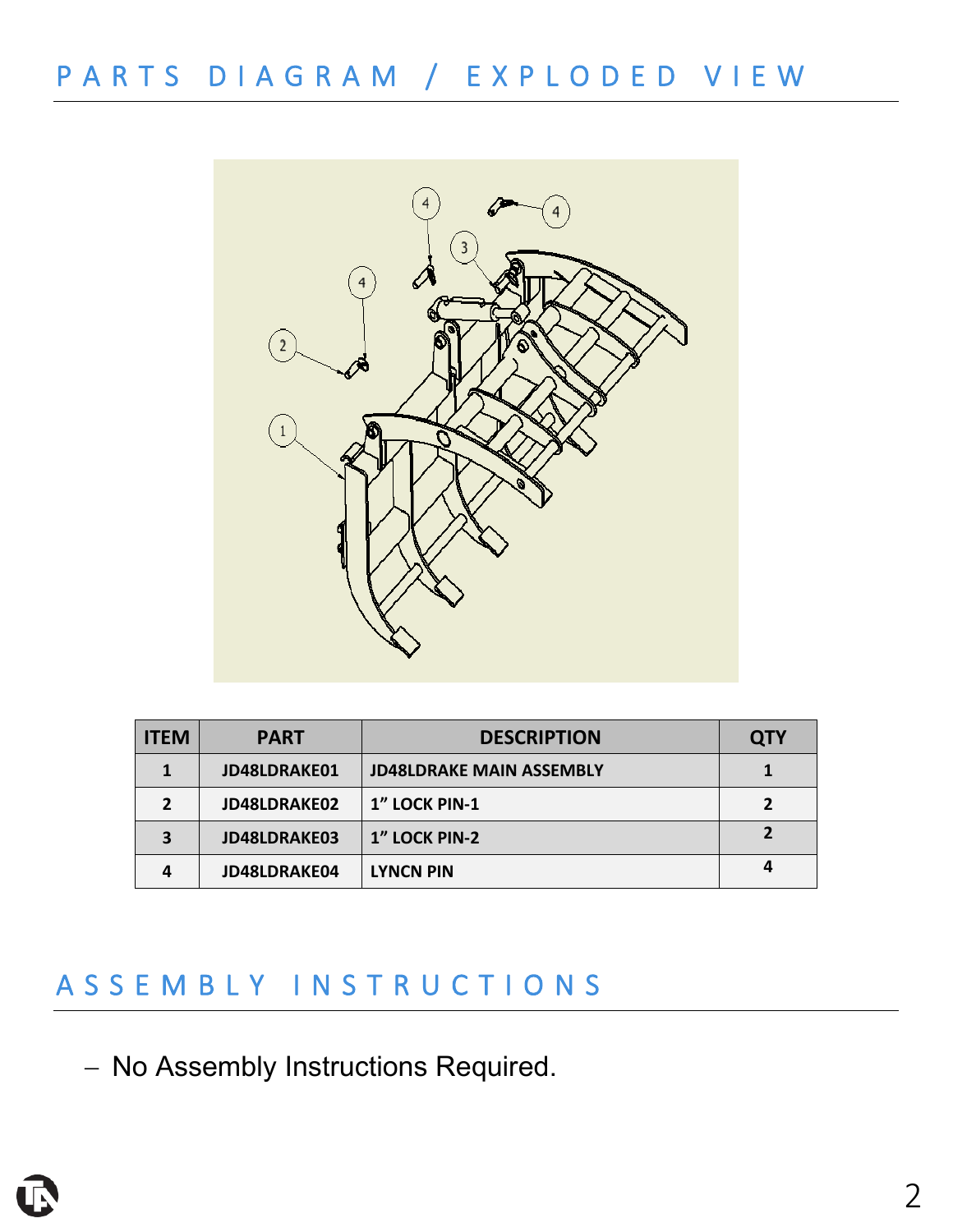## PARTS DIAGRAM / EXPLODED VIEW

| ITEM | PART | DESCRIPTION | QTY |
|---|---|---|---|
| 1 | JD48LDRAKE01 | JD48LDRAKE MAIN ASSEMBLY | 1 |
| 2 | JD48LDRAKE02 | 1" LOCK PIN-1 | 2 |
| 3 | JD48LDRAKE03 | 1" LOCK PIN-2 | 2 |
| 4 | JD48LDRAKE04 | LYNCN PIN | 4 |

## ASSEMBLY INSTRUCTIONS

– No Assembly Instructions Required.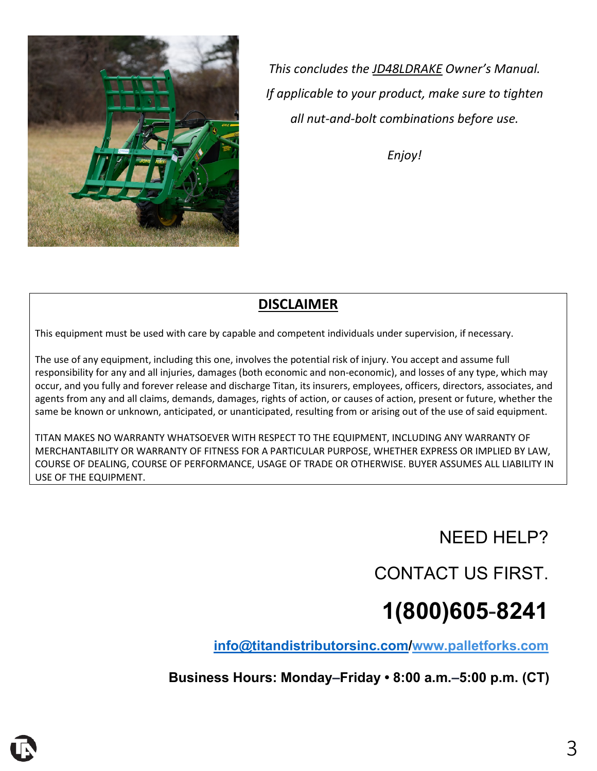*This concludes the JD48LDRAKE Owner's Manual.*
*If applicable to your product, make sure to tighten all nut-and-bolt combinations before use.*

*Enjoy!*

## DISCLAIMER

This equipment must be used with care by capable and competent individuals under supervision, if necessary.

The use of any equipment, including this one, involves the potential risk of injury. You accept and assume full responsibility for any and all injuries, damages (both economic and non-economic), and losses of any type, which may occur, and you fully and forever release and discharge Titan, its insurers, employees, officers, directors, associates, and agents from any and all claims, demands, damages, rights of action, or causes of action, present or future, whether the same be known or unknown, anticipated, or unanticipated, resulting from or arising out of the use of said equipment.

TITAN MAKES NO WARRANTY WHATSOEVER WITH RESPECT TO THE EQUIPMENT, INCLUDING ANY WARRANTY OF MERCHANTABILITY OR WARRANTY OF FITNESS FOR A PARTICULAR PURPOSE, WHETHER EXPRESS OR IMPLIED BY LAW, COURSE OF DEALING, COURSE OF PERFORMANCE, USAGE OF TRADE OR OTHERWISE. BUYER ASSUMES ALL LIABILITY IN USE OF THE EQUIPMENT.

NEED HELP?

CONTACT US FIRST.

**1(800)605-8241**

**info@titandistributorsinc.com/www.palletforks.com**

**Business Hours: Monday–Friday • 8:00 a.m.–5:00 p.m. (CT)**